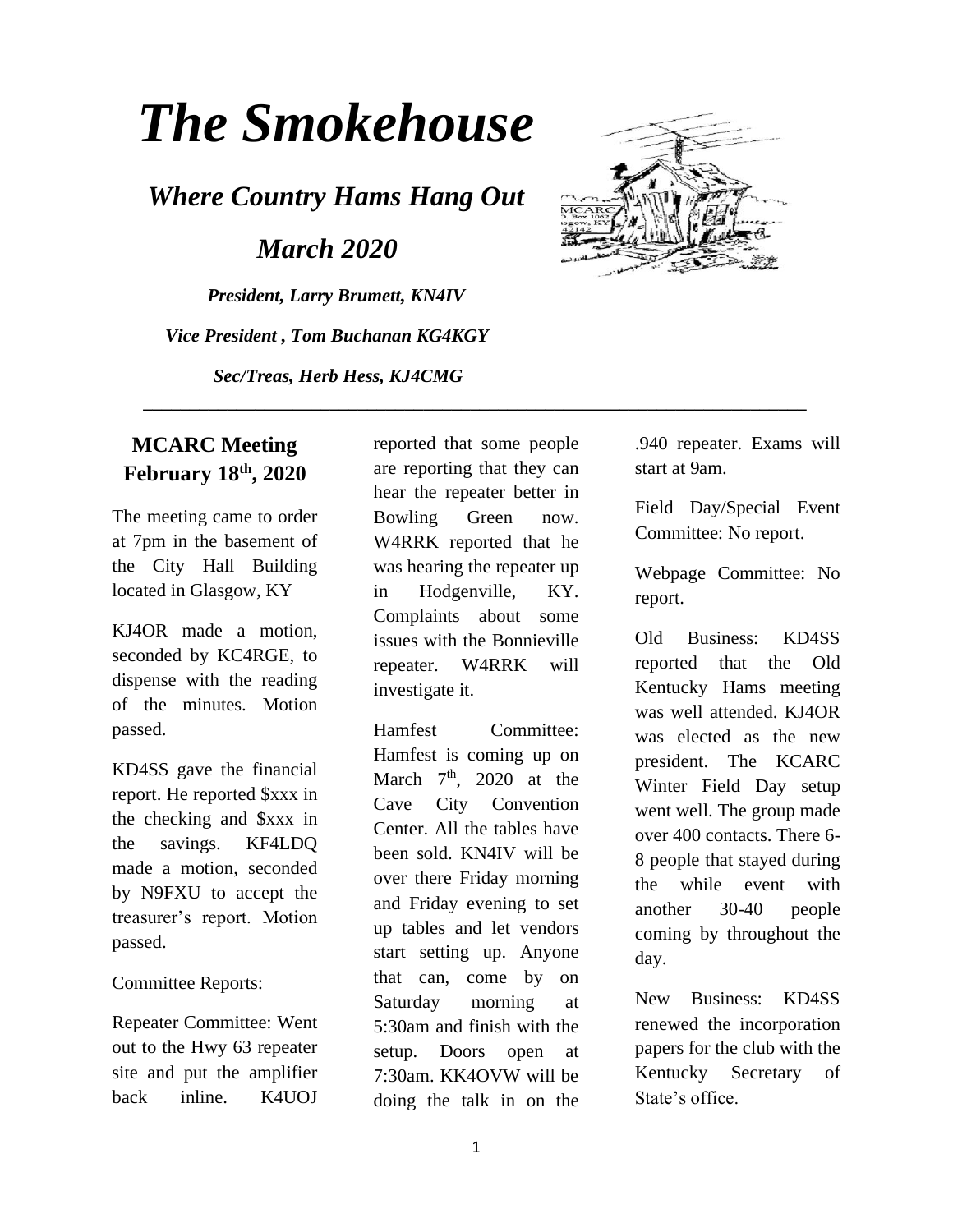# The Smokehouse

## Where Country Hams Hang Out

## March 2020

***President, Larry Brumett, KN4IV***

***Vice President , Tom Buchanan KG4KGY***

***Sec/Treas, Herb Hess, KJ4CMG***

---

### MCARC Meeting February 18th, 2020

The meeting came to order at 7pm in the basement of the City Hall Building located in Glasgow, KY

KJ4OR made a motion, seconded by KC4RGE, to dispense with the reading of the minutes. Motion passed.

KD4SS gave the financial report. He reported $xxx in the checking and $xxx in the savings. KF4LDQ made a motion, seconded by N9FXU to accept the treasurer's report. Motion passed.

Committee Reports:

Repeater Committee: Went out to the Hwy 63 repeater site and put the amplifier back inline. K4UOJ reported that some people are reporting that they can hear the repeater better in Bowling Green now. W4RRK reported that he was hearing the repeater up in Hodgenville, KY. Complaints about some issues with the Bonnieville repeater. W4RRK will investigate it.

Hamfest Committee: Hamfest is coming up on March 7th, 2020 at the Cave City Convention Center. All the tables have been sold. KN4IV will be over there Friday morning and Friday evening to set up tables and let vendors start setting up. Anyone that can, come by on Saturday morning at 5:30am and finish with the setup. Doors open at 7:30am. KK4OVW will be doing the talk in on the .940 repeater. Exams will start at 9am.

Field Day/Special Event Committee: No report.

Webpage Committee: No report.

Old Business: KD4SS reported that the Old Kentucky Hams meeting was well attended. KJ4OR was elected as the new president. The KCARC Winter Field Day setup went well. The group made over 400 contacts. There 6-8 people that stayed during the while event with another 30-40 people coming by throughout the day.

New Business: KD4SS renewed the incorporation papers for the club with the Kentucky Secretary of State's office.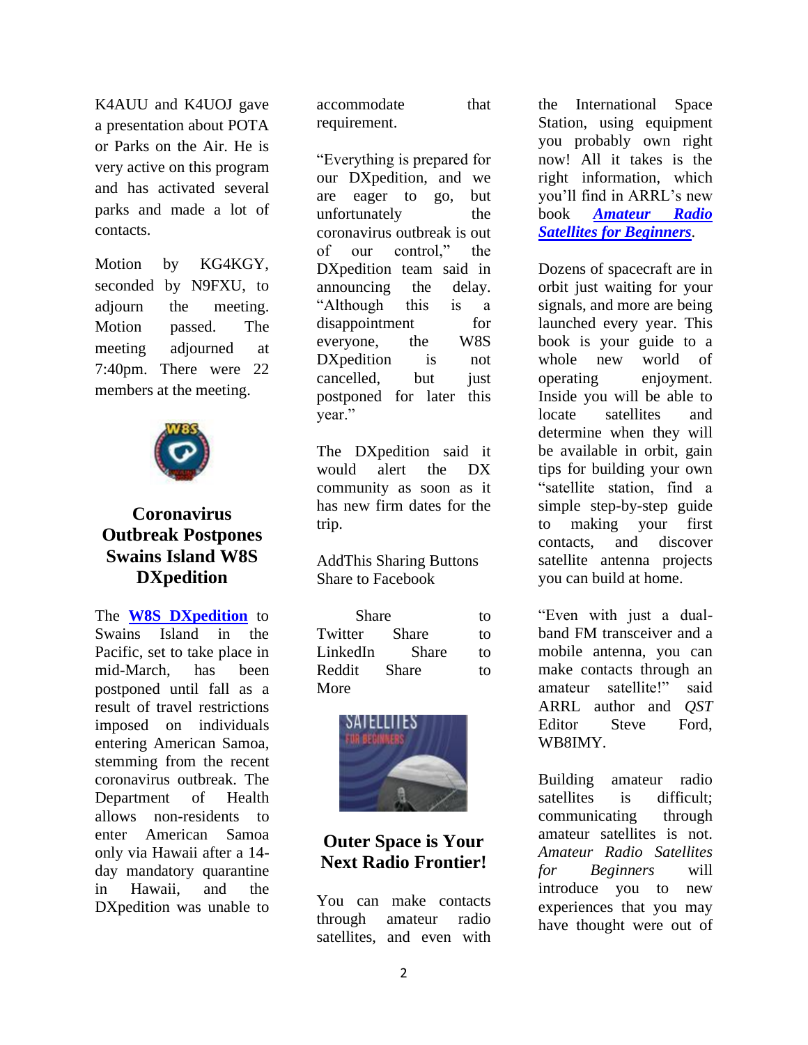K4AUU and K4UOJ gave a presentation about POTA or Parks on the Air. He is very active on this program and has activated several parks and made a lot of contacts.

Motion by KG4KGY, seconded by N9FXU, to adjourn the meeting. Motion passed. The meeting adjourned at 7:40pm. There were 22 members at the meeting.

## Coronavirus Outbreak Postpones Swains Island W8S DXpedition

The **W8S DXpedition** to Swains Island in the Pacific, set to take place in mid-March, has been postponed until fall as a result of travel restrictions imposed on individuals entering American Samoa, stemming from the recent coronavirus outbreak. The Department of Health allows non-residents to enter American Samoa only via Hawaii after a 14-day mandatory quarantine in Hawaii, and the DXpedition was unable to accommodate that requirement.

"Everything is prepared for our DXpedition, and we are eager to go, but unfortunately the coronavirus outbreak is out of our control," the DXpedition team said in announcing the delay. "Although this is a disappointment for everyone, the W8S DXpedition is not cancelled, but just postponed for later this year."

The DXpedition said it would alert the DX community as soon as it has new firm dates for the trip.

AddThis Sharing Buttons
Share to Facebook

Share to Twitter Share to LinkedIn Share to Reddit Share to More

## Outer Space is Your Next Radio Frontier!

You can make contacts through amateur radio satellites, and even with the International Space Station, using equipment you probably own right now! All it takes is the right information, which you'll find in ARRL's new book ***Amateur Radio Satellites for Beginners***.

Dozens of spacecraft are in orbit just waiting for your signals, and more are being launched every year. This book is your guide to a whole new world of operating enjoyment. Inside you will be able to locate satellites and determine when they will be available in orbit, gain tips for building your own "satellite station, find a simple step-by-step guide to making your first contacts, and discover satellite antenna projects you can build at home.

"Even with just a dual-band FM transceiver and a mobile antenna, you can make contacts through an amateur satellite!" said ARRL author and *QST* Editor Steve Ford, WB8IMY.

Building amateur radio satellites is difficult; communicating through amateur satellites is not. *Amateur Radio Satellites for Beginners* will introduce you to new experiences that you may have thought were out of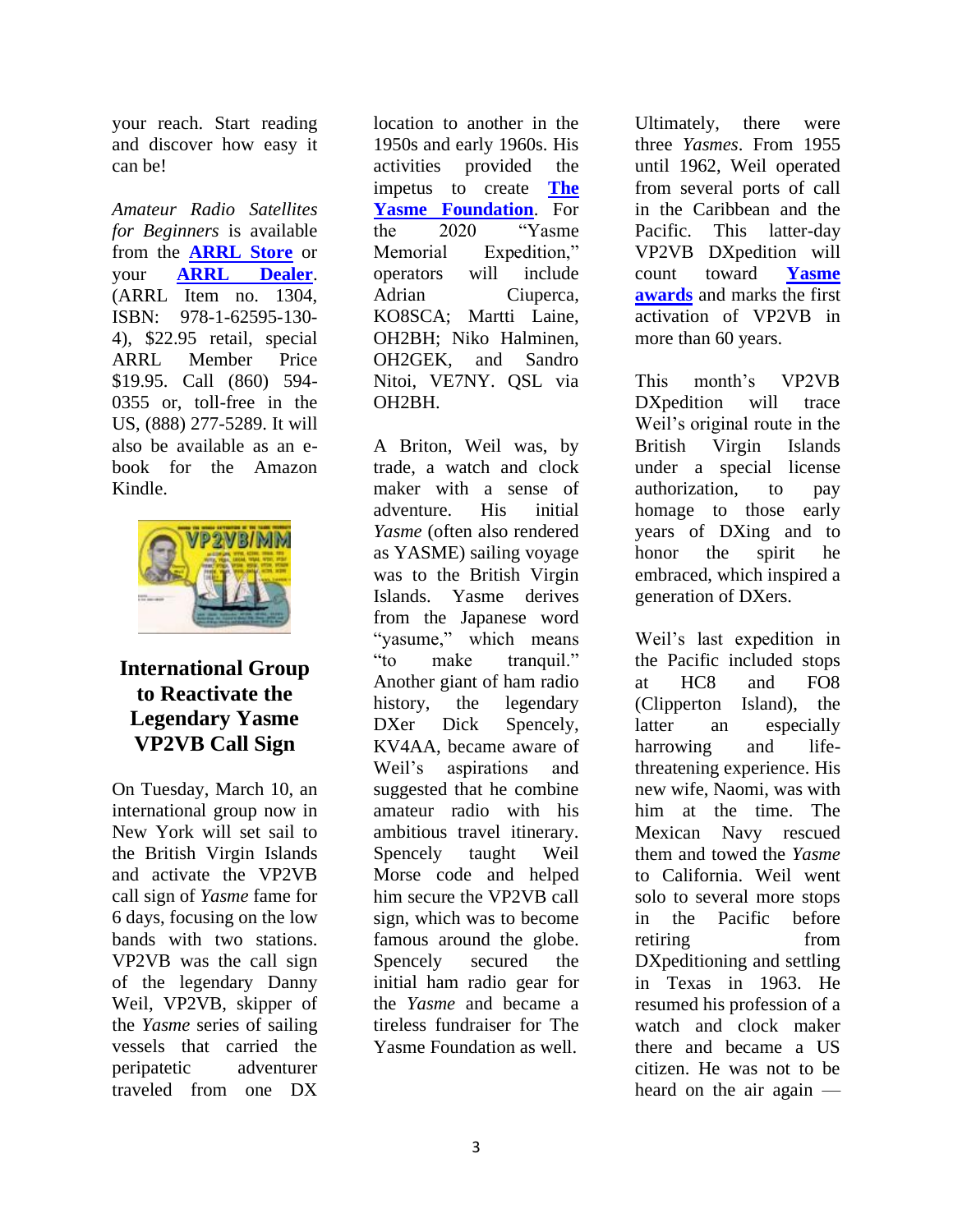your reach. Start reading and discover how easy it can be!

*Amateur Radio Satellites for Beginners* is available from the **ARRL Store** or your **ARRL Dealer**. (ARRL Item no. 1304, ISBN: 978-1-62595-130-4), $22.95 retail, special ARRL Member Price $19.95. Call (860) 594-0355 or, toll-free in the US, (888) 277-5289. It will also be available as an e-book for the Amazon Kindle.

## International Group to Reactivate the Legendary Yasme VP2VB Call Sign

On Tuesday, March 10, an international group now in New York will set sail to the British Virgin Islands and activate the VP2VB call sign of *Yasme* fame for 6 days, focusing on the low bands with two stations. VP2VB was the call sign of the legendary Danny Weil, VP2VB, skipper of the *Yasme* series of sailing vessels that carried the peripatetic adventurer traveled from one DX location to another in the 1950s and early 1960s. His activities provided the impetus to create **The Yasme Foundation**. For the 2020 "Yasme Memorial Expedition," operators will include Adrian Ciuperca, KO8SCA; Martti Laine, OH2BH; Niko Halminen, OH2GEK, and Sandro Nitoi, VE7NY. QSL via OH2BH.

A Briton, Weil was, by trade, a watch and clock maker with a sense of adventure. His initial *Yasme* (often also rendered as YASME) sailing voyage was to the British Virgin Islands. Yasme derives from the Japanese word "yasume," which means "to make tranquil." Another giant of ham radio history, the legendary DXer Dick Spencely, KV4AA, became aware of Weil's aspirations and suggested that he combine amateur radio with his ambitious travel itinerary. Spencely taught Weil Morse code and helped him secure the VP2VB call sign, which was to become famous around the globe. Spencely secured the initial ham radio gear for the *Yasme* and became a tireless fundraiser for The Yasme Foundation as well.

Ultimately, there were three *Yasmes*. From 1955 until 1962, Weil operated from several ports of call in the Caribbean and the Pacific. This latter-day VP2VB DXpedition will count toward **Yasme awards** and marks the first activation of VP2VB in more than 60 years.

This month's VP2VB DXpedition will trace Weil's original route in the British Virgin Islands under a special license authorization, to pay homage to those early years of DXing and to honor the spirit he embraced, which inspired a generation of DXers.

Weil's last expedition in the Pacific included stops at HC8 and FO8 (Clipperton Island), the latter an especially harrowing and life-threatening experience. His new wife, Naomi, was with him at the time. The Mexican Navy rescued them and towed the *Yasme* to California. Weil went solo to several more stops in the Pacific before retiring from DXpeditioning and settling in Texas in 1963. He resumed his profession of a watch and clock maker there and became a US citizen. He was not to be heard on the air again —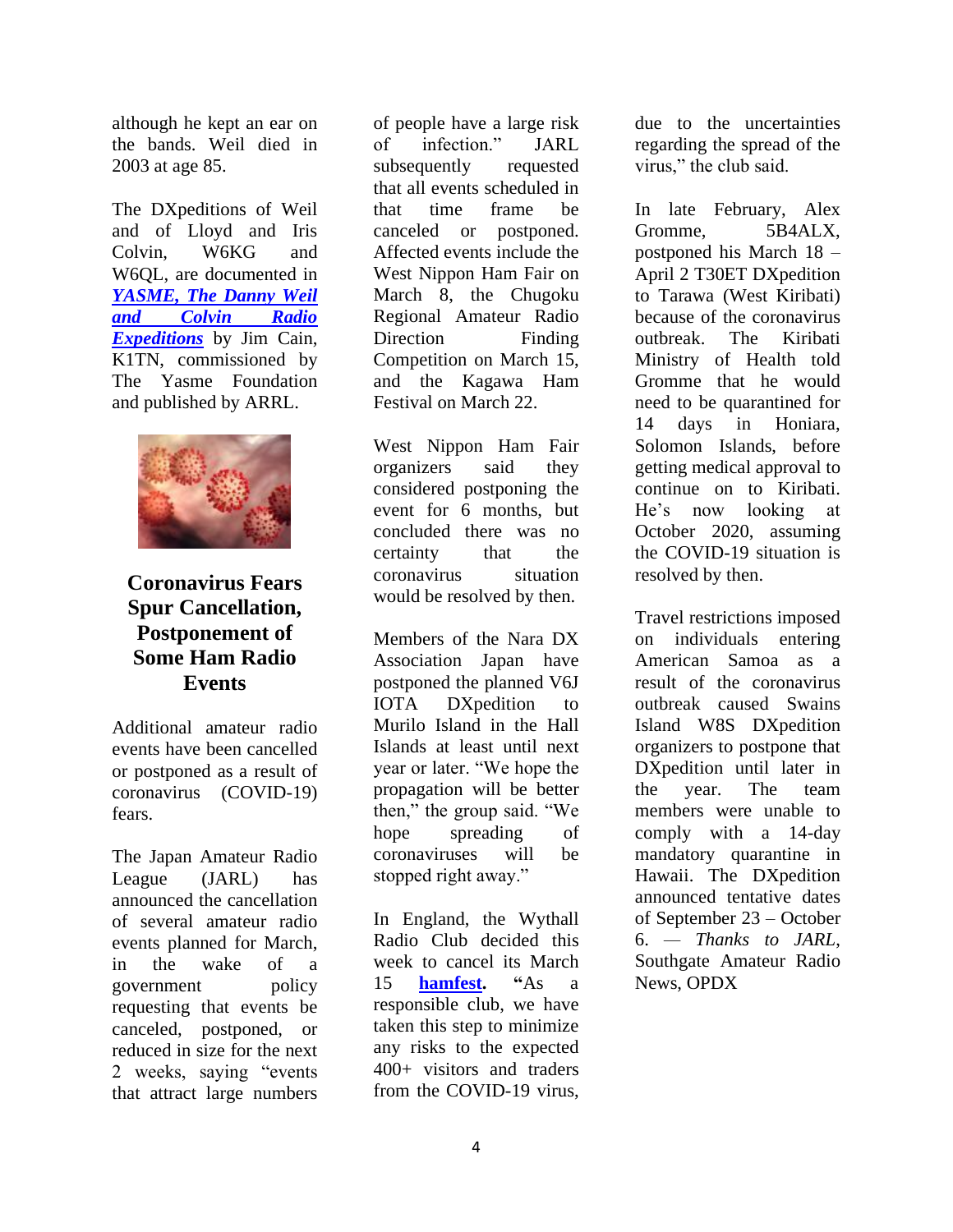although he kept an ear on the bands. Weil died in 2003 at age 85.

The DXpeditions of Weil and of Lloyd and Iris Colvin, W6KG and W6QL, are documented in ***YASME, The Danny Weil and Colvin Radio Expeditions*** by Jim Cain, K1TN, commissioned by The Yasme Foundation and published by ARRL.

## Coronavirus Fears Spur Cancellation, Postponement of Some Ham Radio Events

Additional amateur radio events have been cancelled or postponed as a result of coronavirus (COVID-19) fears.

The Japan Amateur Radio League (JARL) has announced the cancellation of several amateur radio events planned for March, in the wake of a government policy requesting that events be canceled, postponed, or reduced in size for the next 2 weeks, saying "events that attract large numbers of people have a large risk of infection." JARL subsequently requested that all events scheduled in that time frame be canceled or postponed. Affected events include the West Nippon Ham Fair on March 8, the Chugoku Regional Amateur Radio Direction Finding Competition on March 15, and the Kagawa Ham Festival on March 22.

West Nippon Ham Fair organizers said they considered postponing the event for 6 months, but concluded there was no certainty that the coronavirus situation would be resolved by then.

Members of the Nara DX Association Japan have postponed the planned V6J IOTA DXpedition to Murilo Island in the Hall Islands at least until next year or later. "We hope the propagation will be better then," the group said. "We hope spreading of coronaviruses will be stopped right away."

In England, the Wythall Radio Club decided this week to cancel its March 15 **hamfest. "**As a responsible club, we have taken this step to minimize any risks to the expected 400+ visitors and traders from the COVID-19 virus, due to the uncertainties regarding the spread of the virus," the club said.

In late February, Alex Gromme, 5B4ALX, postponed his March 18 – April 2 T30ET DXpedition to Tarawa (West Kiribati) because of the coronavirus outbreak. The Kiribati Ministry of Health told Gromme that he would need to be quarantined for 14 days in Honiara, Solomon Islands, before getting medical approval to continue on to Kiribati. He's now looking at October 2020, assuming the COVID-19 situation is resolved by then.

Travel restrictions imposed on individuals entering American Samoa as a result of the coronavirus outbreak caused Swains Island W8S DXpedition organizers to postpone that DXpedition until later in the year. The team members were unable to comply with a 14-day mandatory quarantine in Hawaii. The DXpedition announced tentative dates of September 23 – October 6. — *Thanks to JARL*, Southgate Amateur Radio News, OPDX